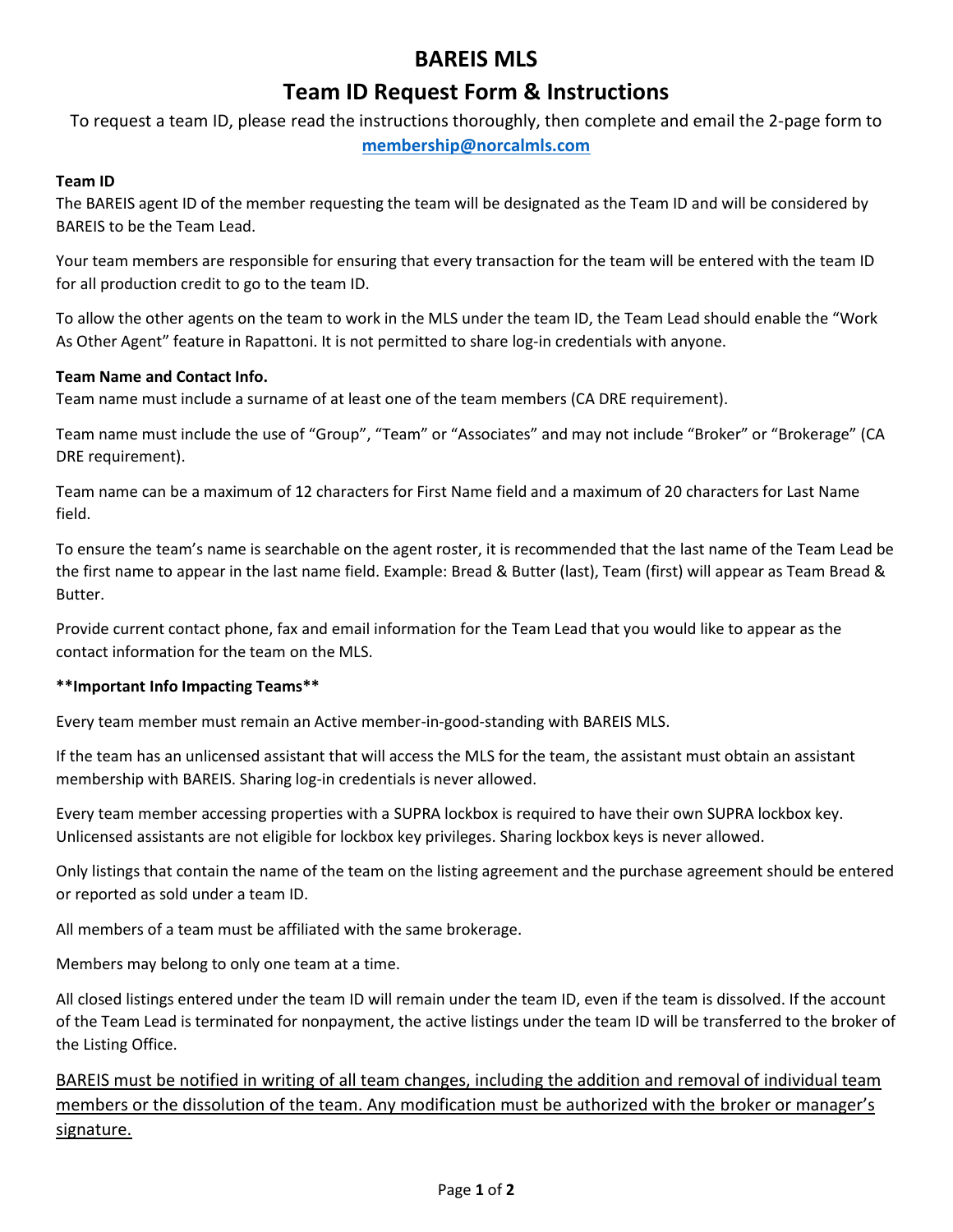# BAREIS MLS

## Team ID Request Form & Instructions

To request a team ID, please read the instructions thoroughly, then complete and email the 2-page form to **membership@norcalmls.com**

**Team ID**

The BAREIS agent ID of the member requesting the team will be designated as the Team ID and will be considered by BAREIS to be the Team Lead.

Your team members are responsible for ensuring that every transaction for the team will be entered with the team ID for all production credit to go to the team ID.

To allow the other agents on the team to work in the MLS under the team ID, the Team Lead should enable the "Work As Other Agent" feature in Rapattoni. It is not permitted to share log-in credentials with anyone.

**Team Name and Contact Info.**

Team name must include a surname of at least one of the team members (CA DRE requirement).

Team name must include the use of "Group", "Team" or "Associates" and may not include "Broker" or "Brokerage" (CA DRE requirement).

Team name can be a maximum of 12 characters for First Name field and a maximum of 20 characters for Last Name field.

To ensure the team's name is searchable on the agent roster, it is recommended that the last name of the Team Lead be the first name to appear in the last name field. Example: Bread & Butter (last), Team (first) will appear as Team Bread & Butter.

Provide current contact phone, fax and email information for the Team Lead that you would like to appear as the contact information for the team on the MLS.

****Important Info Impacting Teams****

Every team member must remain an Active member-in-good-standing with BAREIS MLS.

If the team has an unlicensed assistant that will access the MLS for the team, the assistant must obtain an assistant membership with BAREIS. Sharing log-in credentials is never allowed.

Every team member accessing properties with a SUPRA lockbox is required to have their own SUPRA lockbox key. Unlicensed assistants are not eligible for lockbox key privileges. Sharing lockbox keys is never allowed.

Only listings that contain the name of the team on the listing agreement and the purchase agreement should be entered or reported as sold under a team ID.

All members of a team must be affiliated with the same brokerage.

Members may belong to only one team at a time.

All closed listings entered under the team ID will remain under the team ID, even if the team is dissolved. If the account of the Team Lead is terminated for nonpayment, the active listings under the team ID will be transferred to the broker of the Listing Office.

<u>BAREIS must be notified in writing of all team changes, including the addition and removal of individual team members or the dissolution of the team. Any modification must be authorized with the broker or manager's signature.</u>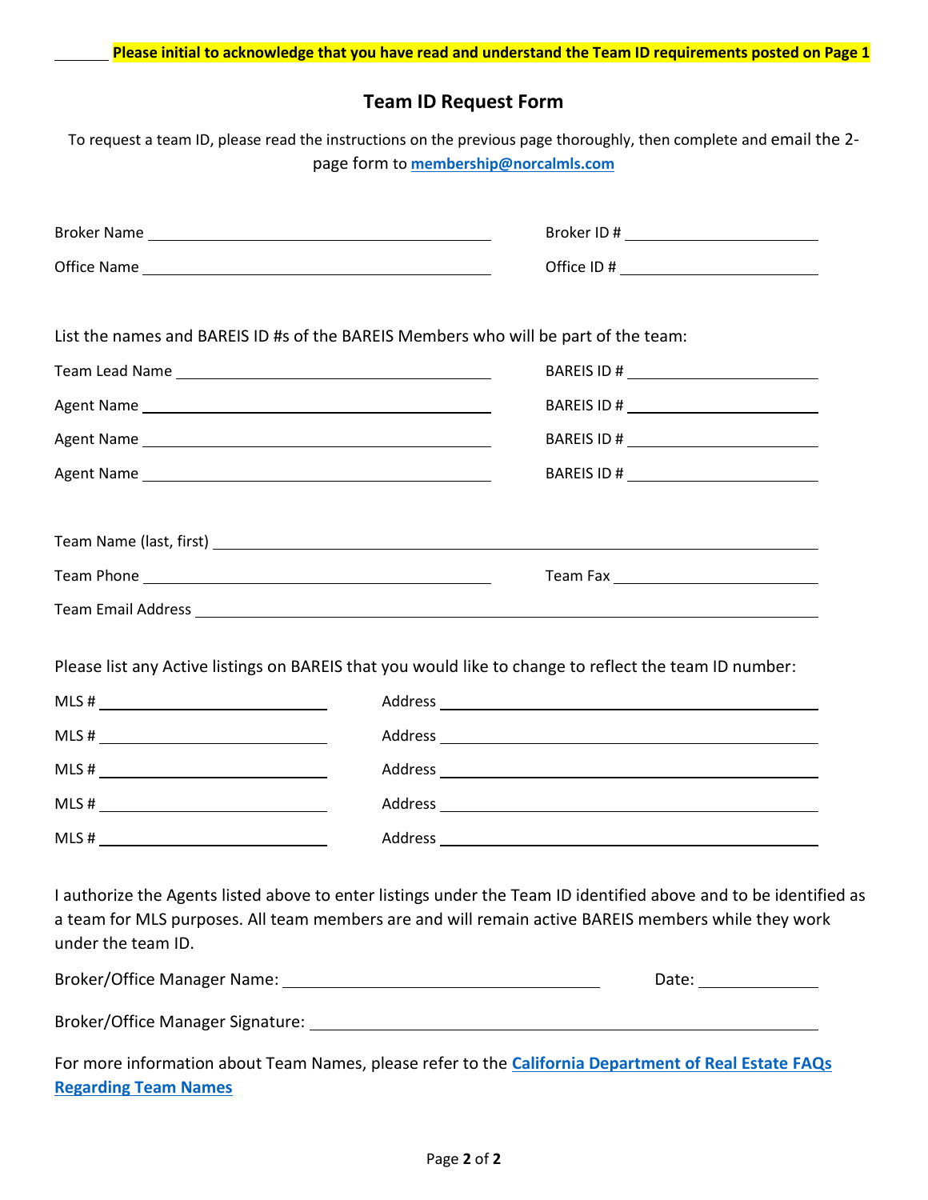_______ **Please initial to acknowledge that you have read and understand the Team ID requirements posted on Page 1**

## Team ID Request Form

To request a team ID, please read the instructions on the previous page thoroughly, then complete and email the 2-page form to **membership@norcalmls.com**

Broker Name ______________________________ Broker ID # ____________________

Office Name ______________________________ Office ID # ____________________

List the names and BAREIS ID #s of the BAREIS Members who will be part of the team:

Team Lead Name ______________________________ BAREIS ID # ____________________

Agent Name ______________________________ BAREIS ID # ____________________

Agent Name ______________________________ BAREIS ID # ____________________

Agent Name ______________________________ BAREIS ID # ____________________

Team Name (last, first) ____________________________________________________________

Team Phone ______________________________ Team Fax ____________________

Team Email Address ____________________________________________________________

Please list any Active listings on BAREIS that you would like to change to reflect the team ID number:

MLS # ____________________ Address ______________________________

MLS # ____________________ Address ______________________________

MLS # ____________________ Address ______________________________

MLS # ____________________ Address ______________________________

MLS # ____________________ Address ______________________________

I authorize the Agents listed above to enter listings under the Team ID identified above and to be identified as a team for MLS purposes. All team members are and will remain active BAREIS members while they work under the team ID.

Broker/Office Manager Name: ______________________________ Date: ____________

Broker/Office Manager Signature: ____________________________________________

For more information about Team Names, please refer to the **California Department of Real Estate FAQs Regarding Team Names**